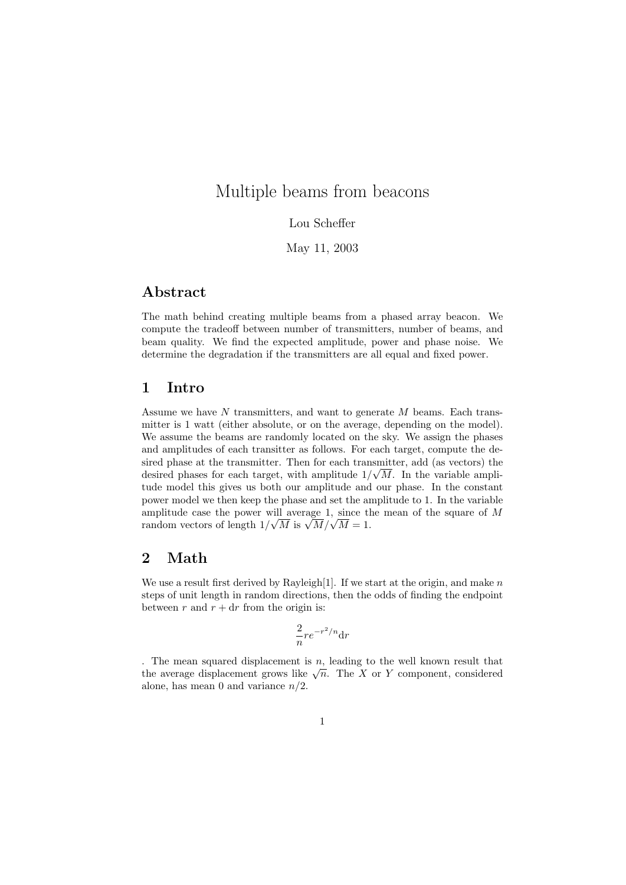// Multiple beams from beacons

Lou Scheffer

May 11, 2003

## Abstract

The math behind creating multiple beams from a phased array beacon. We compute the tradeoff between number of transmitters, number of beams, and beam quality. We find the expected amplitude, power and phase noise. We determine the degradation if the transmitters are all equal and fixed power.

## 1 Intro

Assume we have $N$ transmitters, and want to generate $M$ beams. Each transmitter is 1 watt (either absolute, or on the average, depending on the model). We assume the beams are randomly located on the sky. We assign the phases and amplitudes of each transitter as follows. For each target, compute the desired phase at the transmitter. Then for each transmitter, add (as vectors) the desired phases for each target, with amplitude $1/\sqrt{M}$. In the variable amplitude model this gives us both our amplitude and our phase. In the constant power model we then keep the phase and set the amplitude to 1. In the variable amplitude case the power will average 1, since the mean of the square of $M$ random vectors of length $1/\sqrt{M}$ is $\sqrt{M}/\sqrt{M} = 1$.

## 2 Math

We use a result first derived by Rayleigh[1]. If we start at the origin, and make $n$ steps of unit length in random directions, then the odds of finding the endpoint between $r$ and $r + \mathrm{d}r$ from the origin is:

$$\frac{2}{n} r e^{-r^2/n} \mathrm{d}r$$

. The mean squared displacement is $n$, leading to the well known result that the average displacement grows like $\sqrt{n}$. The $X$ or $Y$ component, considered alone, has mean 0 and variance $n/2$.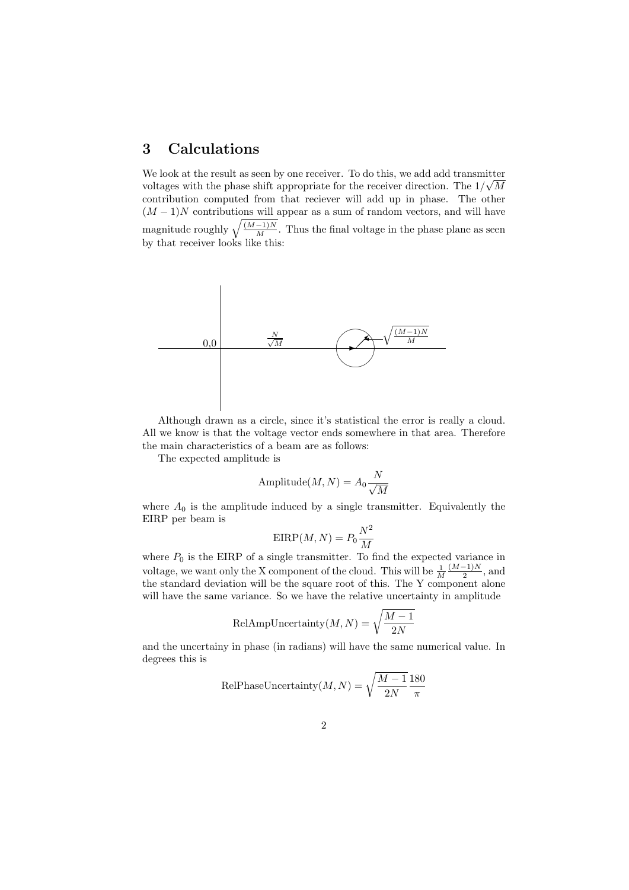# 3 Calculations

We look at the result as seen by one receiver. To do this, we add add transmitter voltages with the phase shift appropriate for the receiver direction. The $1/\sqrt{M}$ contribution computed from that reciever will add up in phase. The other $(M-1)N$ contributions will appear as a sum of random vectors, and will have magnitude roughly $\sqrt{\frac{(M-1)N}{M}}$. Thus the final voltage in the phase plane as seen by that receiver looks like this:

Although drawn as a circle, since it's statistical the error is really a cloud. All we know is that the voltage vector ends somewhere in that area. Therefore the main characteristics of a beam are as follows:

The expected amplitude is

$$\text{Amplitude}(M,N) = A_0 \frac{N}{\sqrt{M}}$$

where $A_0$ is the amplitude induced by a single transmitter. Equivalently the EIRP per beam is

$$\text{EIRP}(M,N) = P_0 \frac{N^2}{M}$$

where $P_0$ is the EIRP of a single transmitter. To find the expected variance in voltage, we want only the X component of the cloud. This will be $\frac{1}{M}\frac{(M-1)N}{2}$, and the standard deviation will be the square root of this. The Y component alone will have the same variance. So we have the relative uncertainty in amplitude

$$\text{RelAmpUncertainty}(M,N) = \sqrt{\frac{M-1}{2N}}$$

and the uncertainy in phase (in radians) will have the same numerical value. In degrees this is

$$\text{RelPhaseUncertainty}(M,N) = \sqrt{\frac{M-1}{2N}}\frac{180}{\pi}$$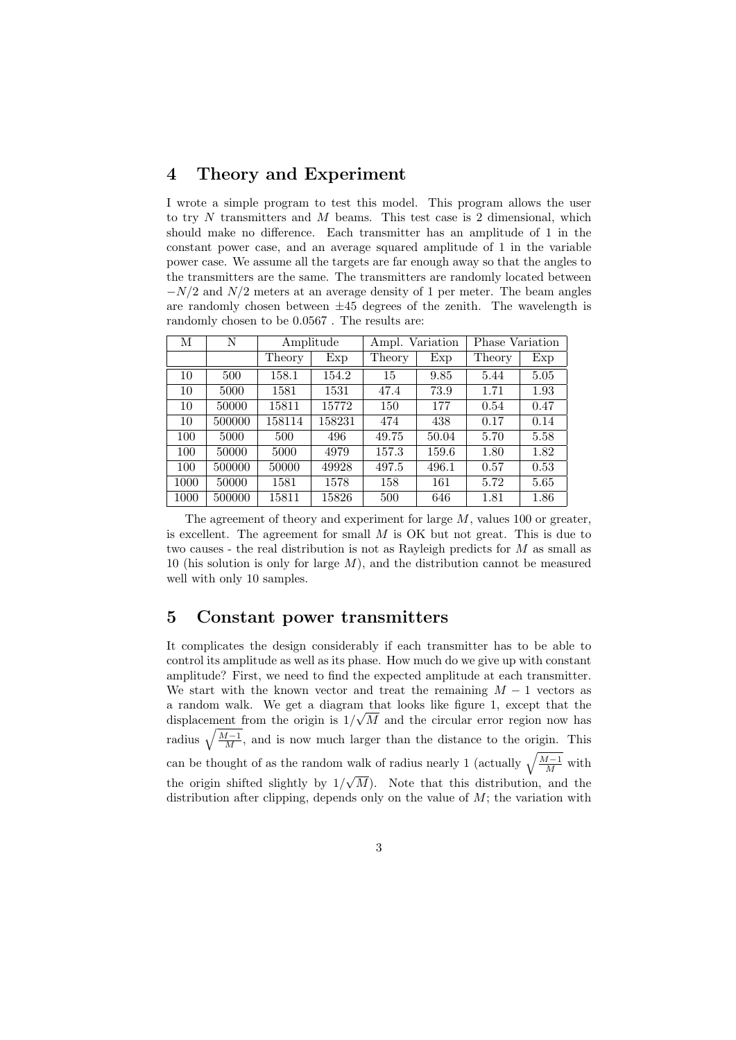## 4 Theory and Experiment

I wrote a simple program to test this model. This program allows the user to try $N$ transmitters and $M$ beams. This test case is 2 dimensional, which should make no difference. Each transmitter has an amplitude of 1 in the constant power case, and an average squared amplitude of 1 in the variable power case. We assume all the targets are far enough away so that the angles to the transmitters are the same. The transmitters are randomly located between $-N/2$ and $N/2$ meters at an average density of 1 per meter. The beam angles are randomly chosen between $\pm 45$ degrees of the zenith. The wavelength is randomly chosen to be 0.0567 . The results are:

| M | N | Amplitude | | Ampl. Variation | | Phase Variation | |
|---|---|---|---|---|---|---|---|
| | | Theory | Exp | Theory | Exp | Theory | Exp |
| 10 | 500 | 158.1 | 154.2 | 15 | 9.85 | 5.44 | 5.05 |
| 10 | 5000 | 1581 | 1531 | 47.4 | 73.9 | 1.71 | 1.93 |
| 10 | 50000 | 15811 | 15772 | 150 | 177 | 0.54 | 0.47 |
| 10 | 500000 | 158114 | 158231 | 474 | 438 | 0.17 | 0.14 |
| 100 | 5000 | 500 | 496 | 49.75 | 50.04 | 5.70 | 5.58 |
| 100 | 50000 | 5000 | 4979 | 157.3 | 159.6 | 1.80 | 1.82 |
| 100 | 500000 | 50000 | 49928 | 497.5 | 496.1 | 0.57 | 0.53 |
| 1000 | 50000 | 1581 | 1578 | 158 | 161 | 5.72 | 5.65 |
| 1000 | 500000 | 15811 | 15826 | 500 | 646 | 1.81 | 1.86 |

The agreement of theory and experiment for large $M$, values 100 or greater, is excellent. The agreement for small $M$ is OK but not great. This is due to two causes - the real distribution is not as Rayleigh predicts for $M$ as small as 10 (his solution is only for large $M$), and the distribution cannot be measured well with only 10 samples.

## 5 Constant power transmitters

It complicates the design considerably if each transmitter has to be able to control its amplitude as well as its phase. How much do we give up with constant amplitude? First, we need to find the expected amplitude at each transmitter. We start with the known vector and treat the remaining $M-1$ vectors as a random walk. We get a diagram that looks like figure 1, except that the displacement from the origin is $1/\sqrt{M}$ and the circular error region now has radius $\sqrt{\frac{M-1}{M}}$, and is now much larger than the distance to the origin. This can be thought of as the random walk of radius nearly 1 (actually $\sqrt{\frac{M-1}{M}}$ with the origin shifted slightly by $1/\sqrt{M}$). Note that this distribution, and the distribution after clipping, depends only on the value of $M$; the variation with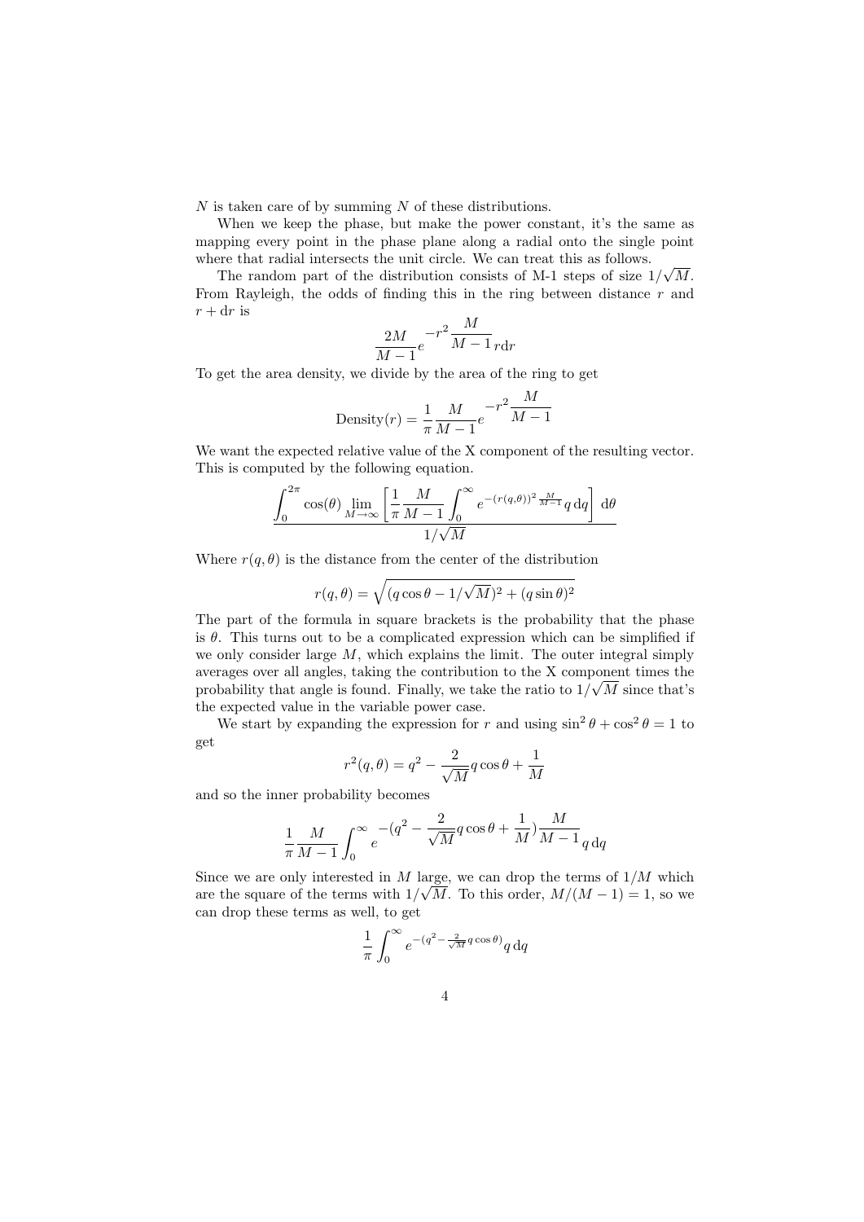$N$ is taken care of by summing $N$ of these distributions.

When we keep the phase, but make the power constant, it's the same as mapping every point in the phase plane along a radial onto the single point where that radial intersects the unit circle. We can treat this as follows.

The random part of the distribution consists of M-1 steps of size $1/\sqrt{M}$. From Rayleigh, the odds of finding this in the ring between distance $r$ and $r + \mathrm{d}r$ is

$$\frac{2M}{M-1} e^{-r^2 \dfrac{M}{M-1}} r \mathrm{d}r$$

To get the area density, we divide by the area of the ring to get

$$\text{Density}(r) = \frac{1}{\pi} \frac{M}{M-1} e^{-r^2 \dfrac{M}{M-1}}$$

We want the expected relative value of the X component of the resulting vector. This is computed by the following equation.

$$\frac{\displaystyle\int_0^{2\pi} \cos(\theta) \lim_{M\to\infty} \left[ \frac{1}{\pi} \frac{M}{M-1} \int_0^\infty e^{-(r(q,\theta))^2 \frac{M}{M-1}} q \, \mathrm{d}q \right] \mathrm{d}\theta}{1/\sqrt{M}}$$

Where $r(q, \theta)$ is the distance from the center of the distribution

$$r(q, \theta) = \sqrt{(q \cos\theta - 1/\sqrt{M})^2 + (q \sin\theta)^2}$$

The part of the formula in square brackets is the probability that the phase is $\theta$. This turns out to be a complicated expression which can be simplified if we only consider large $M$, which explains the limit. The outer integral simply averages over all angles, taking the contribution to the X component times the probability that angle is found. Finally, we take the ratio to $1/\sqrt{M}$ since that's the expected value in the variable power case.

We start by expanding the expression for $r$ and using $\sin^2\theta + \cos^2\theta = 1$ to get

$$r^2(q, \theta) = q^2 - \frac{2}{\sqrt{M}} q \cos\theta + \frac{1}{M}$$

and so the inner probability becomes

$$\frac{1}{\pi} \frac{M}{M-1} \int_0^\infty e^{-(q^2 - \dfrac{2}{\sqrt{M}} q \cos\theta + \dfrac{1}{M}) \dfrac{M}{M-1}} q \, \mathrm{d}q$$

Since we are only interested in $M$ large, we can drop the terms of $1/M$ which are the square of the terms with $1/\sqrt{M}$. To this order, $M/(M-1) = 1$, so we can drop these terms as well, to get

$$\frac{1}{\pi} \int_0^\infty e^{-(q^2 - \frac{2}{\sqrt{M}} q \cos\theta)} q \, \mathrm{d}q$$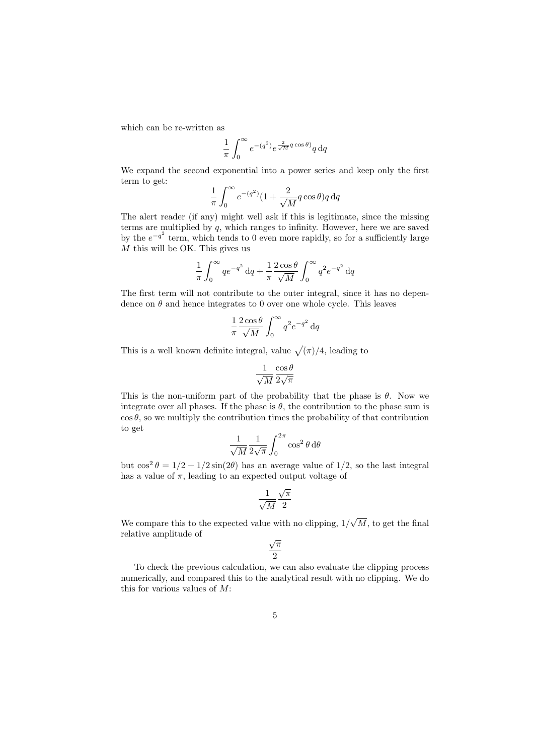which can be re-written as

$$\frac{1}{\pi}\int_0^\infty e^{-(q^2)} e^{\frac{2}{\sqrt{M}} q \cos\theta)} q \, \mathrm{d}q$$

We expand the second exponential into a power series and keep only the first term to get:

$$\frac{1}{\pi}\int_0^\infty e^{-(q^2)} (1 + \frac{2}{\sqrt{M}} q \cos\theta) q \, \mathrm{d}q$$

The alert reader (if any) might well ask if this is legitimate, since the missing terms are multiplied by $q$, which ranges to infinity. However, here we are saved by the $e^{-q^2}$ term, which tends to 0 even more rapidly, so for a sufficiently large $M$ this will be OK. This gives us

$$\frac{1}{\pi}\int_0^\infty q e^{-q^2} \, \mathrm{d}q + \frac{1}{\pi}\frac{2\cos\theta}{\sqrt{M}}\int_0^\infty q^2 e^{-q^2} \, \mathrm{d}q$$

The first term will not contribute to the outer integral, since it has no dependence on $\theta$ and hence integrates to 0 over one whole cycle. This leaves

$$\frac{1}{\pi}\frac{2\cos\theta}{\sqrt{M}}\int_0^\infty q^2 e^{-q^2} \, \mathrm{d}q$$

This is a well known definite integral, value $\sqrt(\pi)/4$, leading to

$$\frac{1}{\sqrt{M}}\frac{\cos\theta}{2\sqrt{\pi}}$$

This is the non-uniform part of the probability that the phase is $\theta$. Now we integrate over all phases. If the phase is $\theta$, the contribution to the phase sum is $\cos\theta$, so we multiply the contribution times the probability of that contribution to get

$$\frac{1}{\sqrt{M}}\frac{1}{2\sqrt{\pi}}\int_0^{2\pi} \cos^2\theta \, \mathrm{d}\theta$$

but $\cos^2\theta = 1/2 + 1/2\sin(2\theta)$ has an average value of $1/2$, so the last integral has a value of $\pi$, leading to an expected output voltage of

$$\frac{1}{\sqrt{M}}\frac{\sqrt{\pi}}{2}$$

We compare this to the expected value with no clipping, $1/\sqrt{M}$, to get the final relative amplitude of

$$\frac{\sqrt{\pi}}{2}$$

To check the previous calculation, we can also evaluate the clipping process numerically, and compared this to the analytical result with no clipping. We do this for various values of $M$: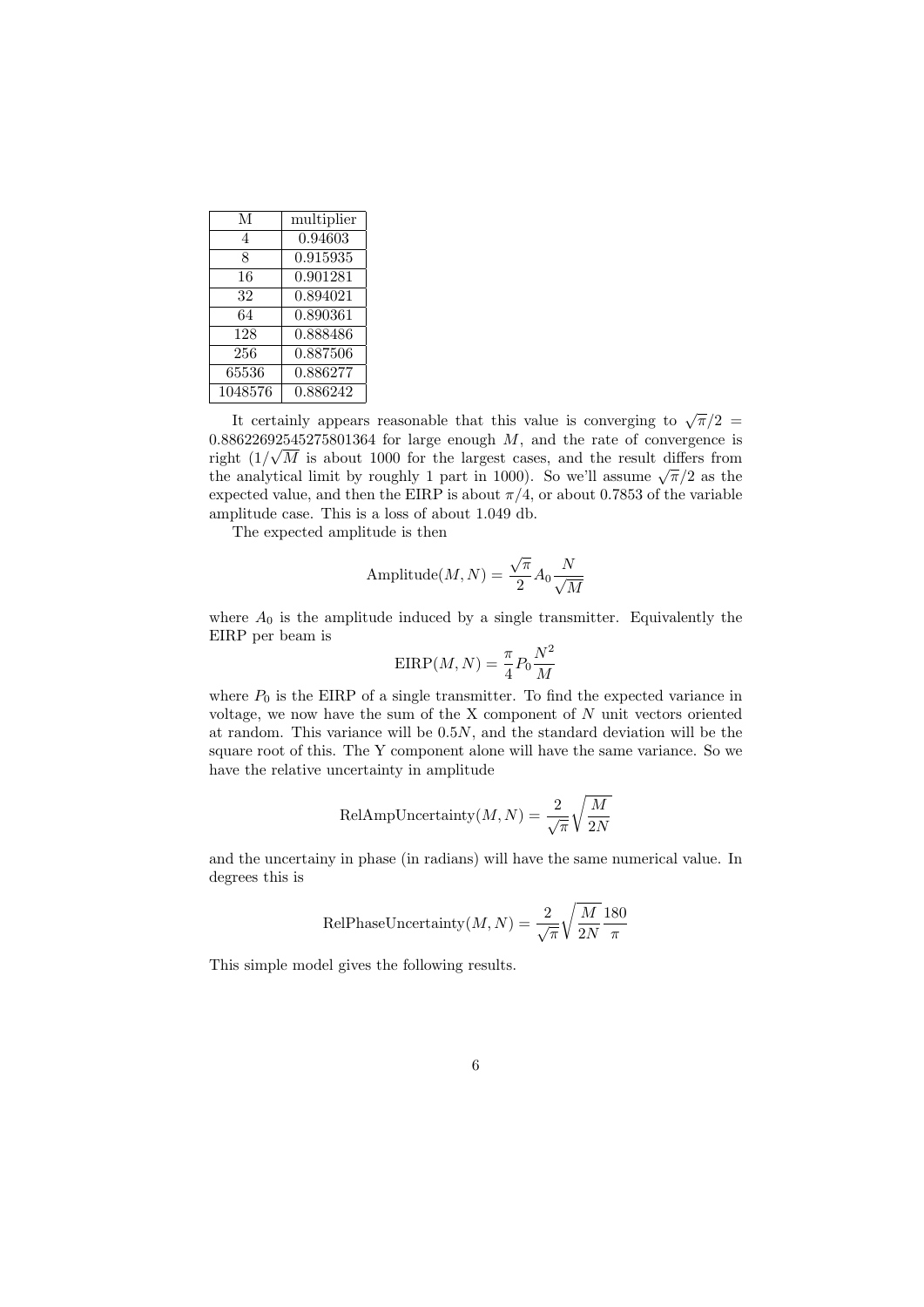| M | multiplier |
|---|---|
| 4 | 0.94603 |
| 8 | 0.915935 |
| 16 | 0.901281 |
| 32 | 0.894021 |
| 64 | 0.890361 |
| 128 | 0.888486 |
| 256 | 0.887506 |
| 65536 | 0.886277 |
| 1048576 | 0.886242 |

It certainly appears reasonable that this value is converging to $\sqrt{\pi}/2 = 0.88622692545275801364$ for large enough $M$, and the rate of convergence is right ($1/\sqrt{M}$ is about 1000 for the largest cases, and the result differs from the analytical limit by roughly 1 part in 1000). So we'll assume $\sqrt{\pi}/2$ as the expected value, and then the EIRP is about $\pi/4$, or about 0.7853 of the variable amplitude case. This is a loss of about 1.049 db.

The expected amplitude is then

$$\text{Amplitude}(M, N) = \frac{\sqrt{\pi}}{2} A_0 \frac{N}{\sqrt{M}}$$

where $A_0$ is the amplitude induced by a single transmitter. Equivalently the EIRP per beam is

$$\text{EIRP}(M, N) = \frac{\pi}{4} P_0 \frac{N^2}{M}$$

where $P_0$ is the EIRP of a single transmitter. To find the expected variance in voltage, we now have the sum of the X component of $N$ unit vectors oriented at random. This variance will be $0.5N$, and the standard deviation will be the square root of this. The Y component alone will have the same variance. So we have the relative uncertainty in amplitude

$$\text{RelAmpUncertainty}(M, N) = \frac{2}{\sqrt{\pi}} \sqrt{\frac{M}{2N}}$$

and the uncertainy in phase (in radians) will have the same numerical value. In degrees this is

$$\text{RelPhaseUncertainty}(M, N) = \frac{2}{\sqrt{\pi}} \sqrt{\frac{M}{2N}} \frac{180}{\pi}$$

This simple model gives the following results.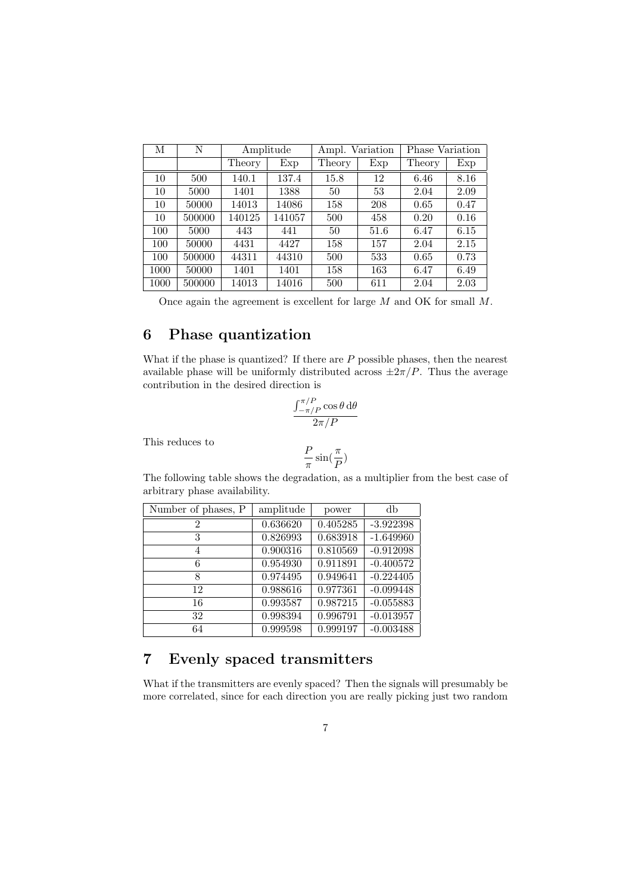| M | N | Amplitude | | Ampl. Variation | | Phase Variation | |
|---|---|---|---|---|---|---|---|
| | | Theory | Exp | Theory | Exp | Theory | Exp |
| 10 | 500 | 140.1 | 137.4 | 15.8 | 12 | 6.46 | 8.16 |
| 10 | 5000 | 1401 | 1388 | 50 | 53 | 2.04 | 2.09 |
| 10 | 50000 | 14013 | 14086 | 158 | 208 | 0.65 | 0.47 |
| 10 | 500000 | 140125 | 141057 | 500 | 458 | 0.20 | 0.16 |
| 100 | 5000 | 443 | 441 | 50 | 51.6 | 6.47 | 6.15 |
| 100 | 50000 | 4431 | 4427 | 158 | 157 | 2.04 | 2.15 |
| 100 | 500000 | 44311 | 44310 | 500 | 533 | 0.65 | 0.73 |
| 1000 | 50000 | 1401 | 1401 | 158 | 163 | 6.47 | 6.49 |
| 1000 | 500000 | 14013 | 14016 | 500 | 611 | 2.04 | 2.03 |

Once again the agreement is excellent for large $M$ and OK for small $M$.

## 6 Phase quantization

What if the phase is quantized? If there are $P$ possible phases, then the nearest available phase will be uniformly distributed across $\pm 2\pi/P$. Thus the average contribution in the desired direction is

$$\frac{\int_{-\pi/P}^{\pi/P} \cos\theta \, \mathrm{d}\theta}{2\pi/P}$$

This reduces to

$$\frac{P}{\pi}\sin\left(\frac{\pi}{P}\right)$$

The following table shows the degradation, as a multiplier from the best case of arbitrary phase availability.

| Number of phases, P | amplitude | power | db |
|---|---|---|---|
| 2 | 0.636620 | 0.405285 | -3.922398 |
| 3 | 0.826993 | 0.683918 | -1.649960 |
| 4 | 0.900316 | 0.810569 | -0.912098 |
| 6 | 0.954930 | 0.911891 | -0.400572 |
| 8 | 0.974495 | 0.949641 | -0.224405 |
| 12 | 0.988616 | 0.977361 | -0.099448 |
| 16 | 0.993587 | 0.987215 | -0.055883 |
| 32 | 0.998394 | 0.996791 | -0.013957 |
| 64 | 0.999598 | 0.999197 | -0.003488 |

## 7 Evenly spaced transmitters

What if the transmitters are evenly spaced? Then the signals will presumably be more correlated, since for each direction you are really picking just two random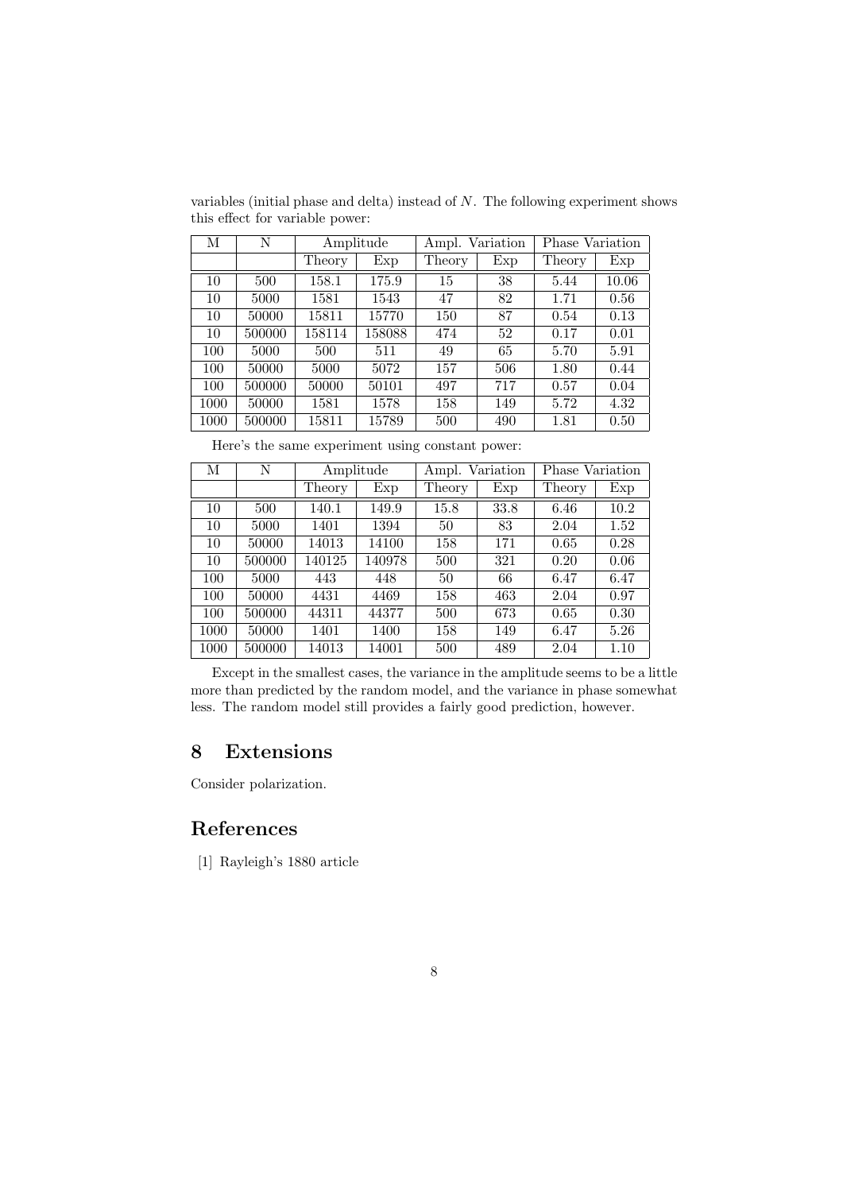variables (initial phase and delta) instead of $N$. The following experiment shows this effect for variable power:

| M | N | Amplitude | | Ampl. Variation | | Phase Variation | |
|---|---|---|---|---|---|---|---|
| | | Theory | Exp | Theory | Exp | Theory | Exp |
| 10 | 500 | 158.1 | 175.9 | 15 | 38 | 5.44 | 10.06 |
| 10 | 5000 | 1581 | 1543 | 47 | 82 | 1.71 | 0.56 |
| 10 | 50000 | 15811 | 15770 | 150 | 87 | 0.54 | 0.13 |
| 10 | 500000 | 158114 | 158088 | 474 | 52 | 0.17 | 0.01 |
| 100 | 5000 | 500 | 511 | 49 | 65 | 5.70 | 5.91 |
| 100 | 50000 | 5000 | 5072 | 157 | 506 | 1.80 | 0.44 |
| 100 | 500000 | 50000 | 50101 | 497 | 717 | 0.57 | 0.04 |
| 1000 | 50000 | 1581 | 1578 | 158 | 149 | 5.72 | 4.32 |
| 1000 | 500000 | 15811 | 15789 | 500 | 490 | 1.81 | 0.50 |

Here's the same experiment using constant power:

| M | N | Amplitude | | Ampl. Variation | | Phase Variation | |
|---|---|---|---|---|---|---|---|
| | | Theory | Exp | Theory | Exp | Theory | Exp |
| 10 | 500 | 140.1 | 149.9 | 15.8 | 33.8 | 6.46 | 10.2 |
| 10 | 5000 | 1401 | 1394 | 50 | 83 | 2.04 | 1.52 |
| 10 | 50000 | 14013 | 14100 | 158 | 171 | 0.65 | 0.28 |
| 10 | 500000 | 140125 | 140978 | 500 | 321 | 0.20 | 0.06 |
| 100 | 5000 | 443 | 448 | 50 | 66 | 6.47 | 6.47 |
| 100 | 50000 | 4431 | 4469 | 158 | 463 | 2.04 | 0.97 |
| 100 | 500000 | 44311 | 44377 | 500 | 673 | 0.65 | 0.30 |
| 1000 | 50000 | 1401 | 1400 | 158 | 149 | 6.47 | 5.26 |
| 1000 | 500000 | 14013 | 14001 | 500 | 489 | 2.04 | 1.10 |

Except in the smallest cases, the variance in the amplitude seems to be a little more than predicted by the random model, and the variance in phase somewhat less. The random model still provides a fairly good prediction, however.

## 8 Extensions

Consider polarization.

## References

[1] Rayleigh's 1880 article